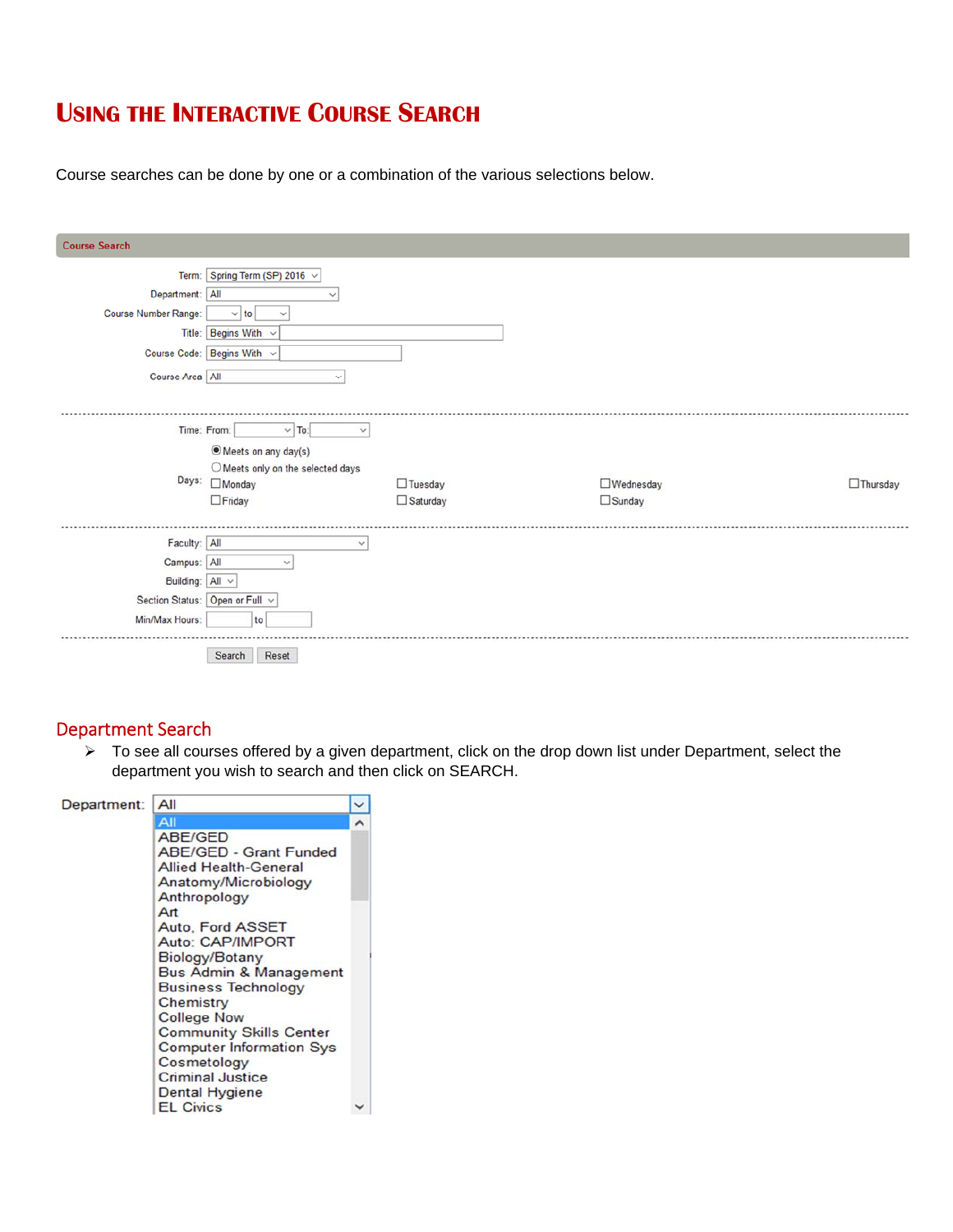# Using the Interactive Course Search

Course searches can be done by one or a combination of the various selections below.

Course Search

Term: Spring Term (SP) 2016

Department: All

Course Number Range: to

Title: Begins With

Course Code: Begins With

Course Area: All

Time: From: To:

Days: Meets on any day(s) / Meets only on the selected days

Monday, Tuesday, Wednesday, Thursday, Friday, Saturday, Sunday

Faculty: All

Campus: All

Building: All

Section Status: Open or Full

Min/Max Hours: to

Search Reset

## Department Search

- To see all courses offered by a given department, click on the drop down list under Department, select the department you wish to search and then click on SEARCH.

Department: All

All
ABE/GED
ABE/GED - Grant Funded
Allied Health-General
Anatomy/Microbiology
Anthropology
Art
Auto, Ford ASSET
Auto: CAP/IMPORT
Biology/Botany
Bus Admin & Management
Business Technology
Chemistry
College Now
Community Skills Center
Computer Information Sys
Cosmetology
Criminal Justice
Dental Hygiene
EL Civics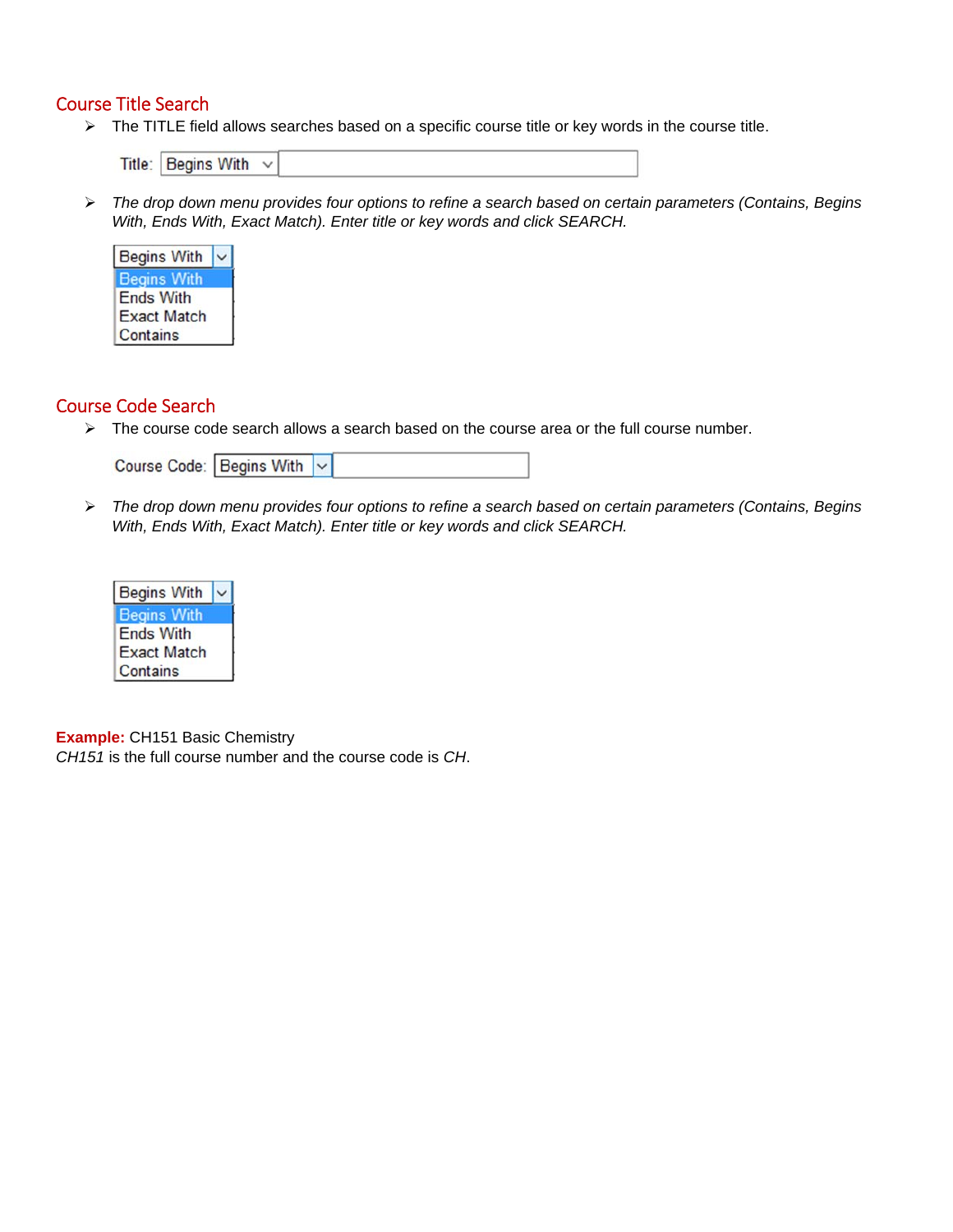## Course Title Search

- The TITLE field allows searches based on a specific course title or key words in the course title.

Title: Begins With

- *The drop down menu provides four options to refine a search based on certain parameters (Contains, Begins With, Ends With, Exact Match). Enter title or key words and click SEARCH.*

Begins With
Begins With
Ends With
Exact Match
Contains

## Course Code Search

- The course code search allows a search based on the course area or the full course number.

Course Code: Begins With

- *The drop down menu provides four options to refine a search based on certain parameters (Contains, Begins With, Ends With, Exact Match). Enter title or key words and click SEARCH.*

Begins With
Begins With
Ends With
Exact Match
Contains

**Example:** CH151 Basic Chemistry
*CH151* is the full course number and the course code is *CH*.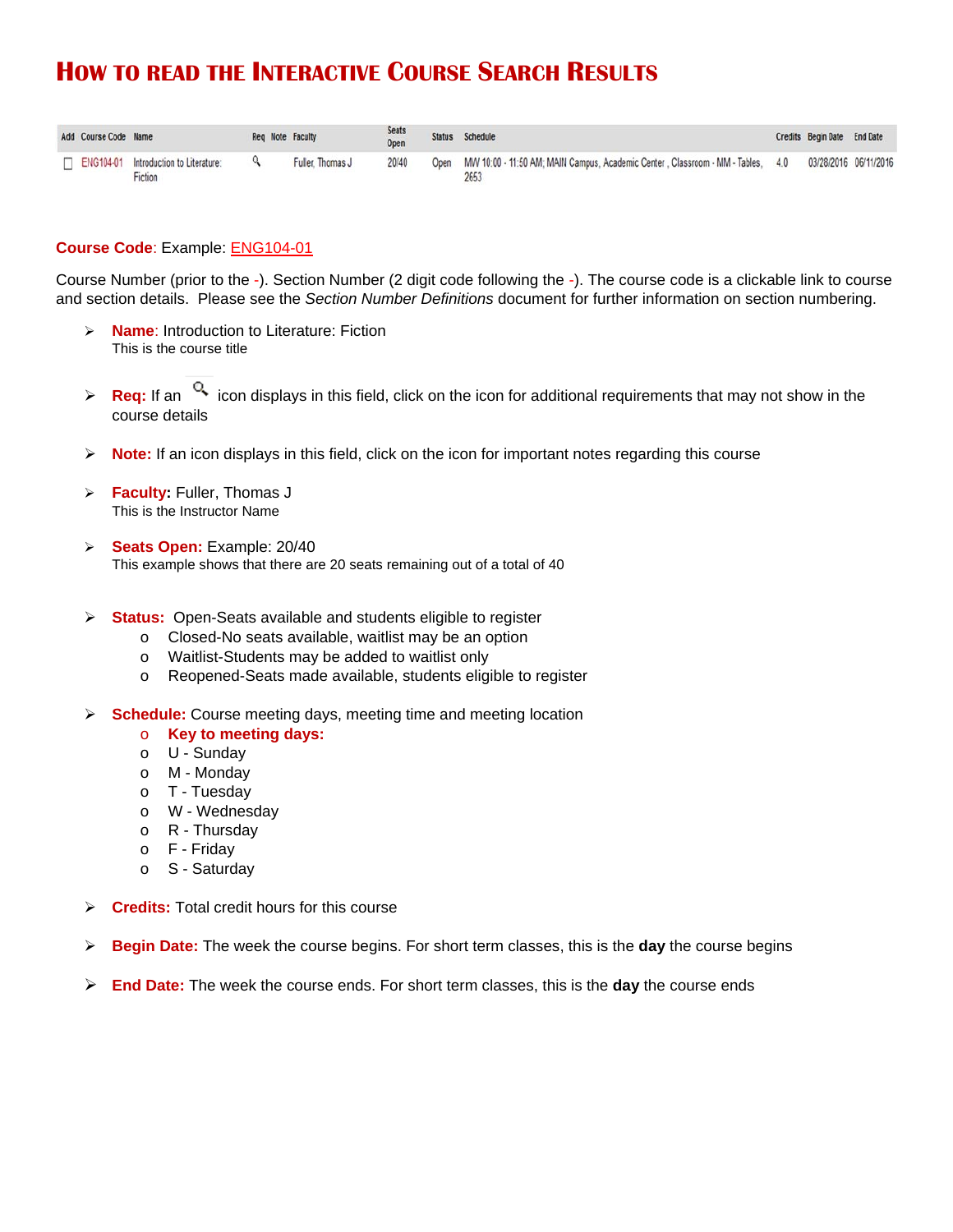# How to read the Interactive Course Search Results

| Add | Course Code | Name | Req | Note | Faculty | Seats Open | Status | Schedule | Credits | Begin Date | End Date |
|---|---|---|---|---|---|---|---|---|---|---|---|
| ☐ | ENG104-01 | Introduction to Literature: Fiction | 🔍 | | Fuller, Thomas J | 20/40 | Open | MW 10:00 - 11:50 AM; MAIN Campus, Academic Center , Classroom - MM - Tables, 2653 | 4.0 | 03/28/2016 | 06/11/2016 |

**Course Code**: Example: ENG104-01

Course Number (prior to the -). Section Number (2 digit code following the -). The course code is a clickable link to course and section details. Please see the *Section Number Definitions* document for further information on section numbering.

- **Name**: Introduction to Literature: Fiction
  This is the course title
- **Req:** If an 🔍 icon displays in this field, click on the icon for additional requirements that may not show in the course details
- **Note:** If an icon displays in this field, click on the icon for important notes regarding this course
- **Faculty:** Fuller, Thomas J
  This is the Instructor Name
- **Seats Open:** Example: 20/40
  This example shows that there are 20 seats remaining out of a total of 40
- **Status:** Open-Seats available and students eligible to register
  - Closed-No seats available, waitlist may be an option
  - Waitlist-Students may be added to waitlist only
  - Reopened-Seats made available, students eligible to register
- **Schedule:** Course meeting days, meeting time and meeting location
  - **Key to meeting days:**
  - U - Sunday
  - M - Monday
  - T - Tuesday
  - W - Wednesday
  - R - Thursday
  - F - Friday
  - S - Saturday
- **Credits:** Total credit hours for this course
- **Begin Date:** The week the course begins. For short term classes, this is the **day** the course begins
- **End Date:** The week the course ends. For short term classes, this is the **day** the course ends